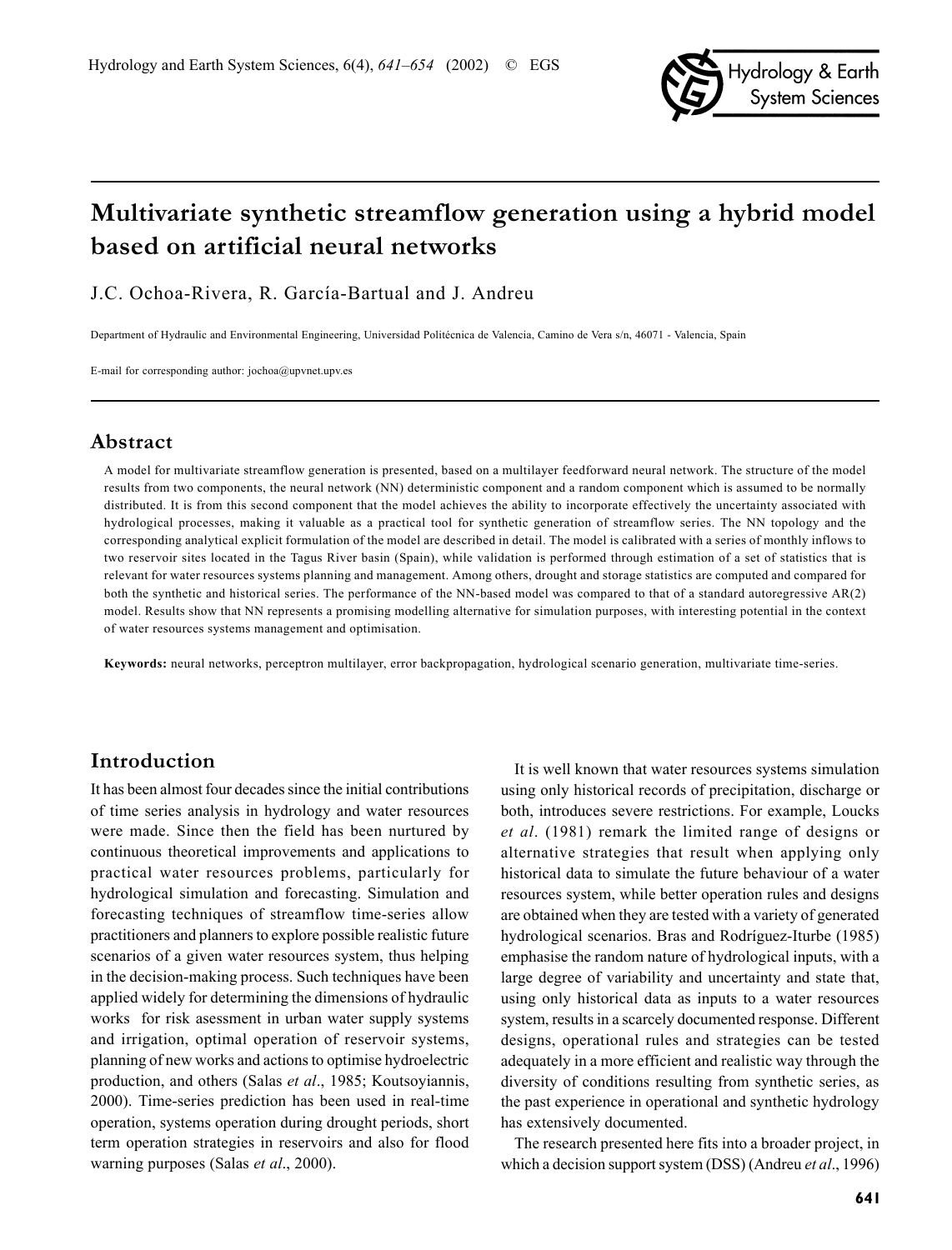# Multivariate synthetic streamflow generation using a hybrid model based on artificial neural networks

J.C. Ochoa-Rivera, R. García-Bartual and J. Andreu

Department of Hydraulic and Environmental Engineering, Universidad Politécnica de Valencia, Camino de Vera s/n, 46071 - Valencia, Spain

E-mail for corresponding author: jochoa@upvnet.upv.es

## Abstract

A model for multivariate streamflow generation is presented, based on a multilayer feedforward neural network. The structure of the model results from two components, the neural network (NN) deterministic component and a random component which is assumed to be normally distributed. It is from this second component that the model achieves the ability to incorporate effectively the uncertainty associated with hydrological processes, making it valuable as a practical tool for synthetic generation of streamflow series. The NN topology and the corresponding analytical explicit formulation of the model are described in detail. The model is calibrated with a series of monthly inflows to two reservoir sites located in the Tagus River basin (Spain), while validation is performed through estimation of a set of statistics that is relevant for water resources systems planning and management. Among others, drought and storage statistics are computed and compared for both the synthetic and historical series. The performance of the NN-based model was compared to that of a standard autoregressive AR(2) model. Results show that NN represents a promising modelling alternative for simulation purposes, with interesting potential in the context of water resources systems management and optimisation.

**Keywords:** neural networks, perceptron multilayer, error backpropagation, hydrological scenario generation, multivariate time-series.

## Introduction

It has been almost four decades since the initial contributions of time series analysis in hydrology and water resources were made. Since then the field has been nurtured by continuous theoretical improvements and applications to practical water resources problems, particularly for hydrological simulation and forecasting. Simulation and forecasting techniques of streamflow time-series allow practitioners and planners to explore possible realistic future scenarios of a given water resources system, thus helping in the decision-making process. Such techniques have been applied widely for determining the dimensions of hydraulic works for risk asessment in urban water supply systems and irrigation, optimal operation of reservoir systems, planning of new works and actions to optimise hydroelectric production, and others (Salas *et al*., 1985; Koutsoyiannis, 2000). Time-series prediction has been used in real-time operation, systems operation during drought periods, short term operation strategies in reservoirs and also for flood warning purposes (Salas *et al*., 2000).

It is well known that water resources systems simulation using only historical records of precipitation, discharge or both, introduces severe restrictions. For example, Loucks *et al*. (1981) remark the limited range of designs or alternative strategies that result when applying only historical data to simulate the future behaviour of a water resources system, while better operation rules and designs are obtained when they are tested with a variety of generated hydrological scenarios. Bras and Rodríguez-Iturbe (1985) emphasise the random nature of hydrological inputs, with a large degree of variability and uncertainty and state that, using only historical data as inputs to a water resources system, results in a scarcely documented response. Different designs, operational rules and strategies can be tested adequately in a more efficient and realistic way through the diversity of conditions resulting from synthetic series, as the past experience in operational and synthetic hydrology has extensively documented.

The research presented here fits into a broader project, in which a decision support system (DSS) (Andreu *et al*., 1996)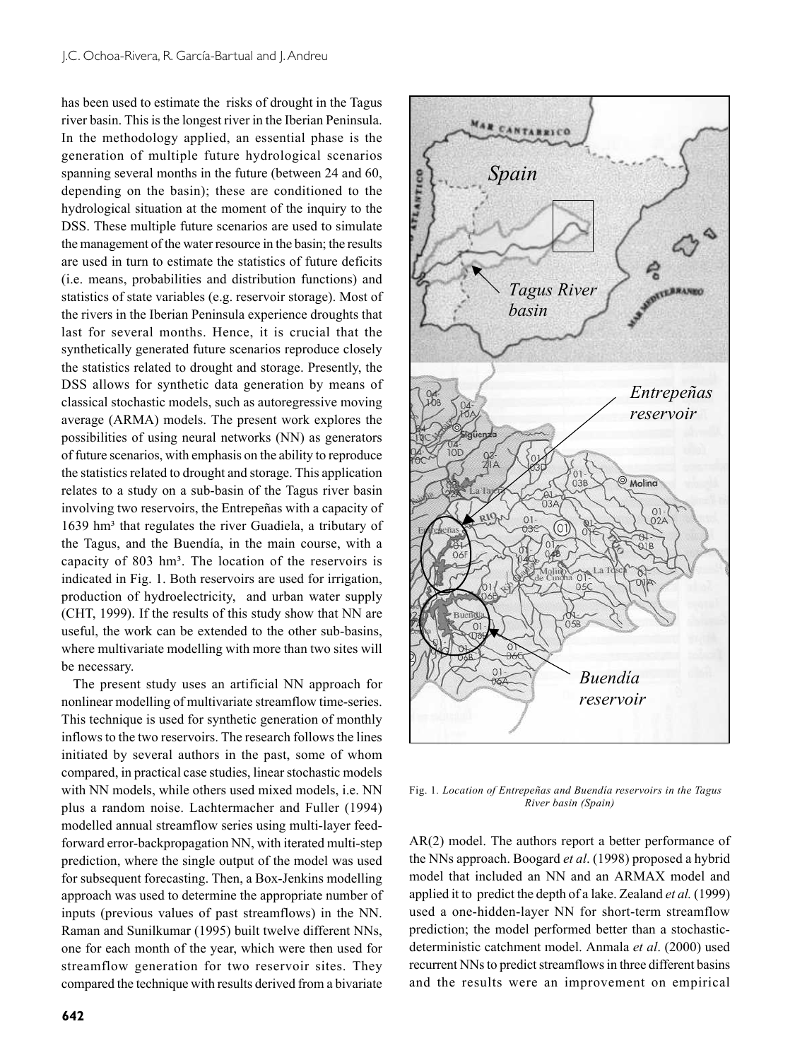has been used to estimate the risks of drought in the Tagus river basin. This is the longest river in the Iberian Peninsula. In the methodology applied, an essential phase is the generation of multiple future hydrological scenarios spanning several months in the future (between 24 and 60, depending on the basin); these are conditioned to the hydrological situation at the moment of the inquiry to the DSS. These multiple future scenarios are used to simulate the management of the water resource in the basin; the results are used in turn to estimate the statistics of future deficits (i.e. means, probabilities and distribution functions) and statistics of state variables (e.g. reservoir storage). Most of the rivers in the Iberian Peninsula experience droughts that last for several months. Hence, it is crucial that the synthetically generated future scenarios reproduce closely the statistics related to drought and storage. Presently, the DSS allows for synthetic data generation by means of classical stochastic models, such as autoregressive moving average (ARMA) models. The present work explores the possibilities of using neural networks (NN) as generators of future scenarios, with emphasis on the ability to reproduce the statistics related to drought and storage. This application relates to a study on a sub-basin of the Tagus river basin involving two reservoirs, the Entrepeñas with a capacity of 1639 hm³ that regulates the river Guadiela, a tributary of the Tagus, and the Buendía, in the main course, with a capacity of 803 hm³. The location of the reservoirs is indicated in Fig. 1. Both reservoirs are used for irrigation, production of hydroelectricity, and urban water supply (CHT, 1999). If the results of this study show that NN are useful, the work can be extended to the other sub-basins, where multivariate modelling with more than two sites will be necessary.

The present study uses an artificial NN approach for nonlinear modelling of multivariate streamflow time-series. This technique is used for synthetic generation of monthly inflows to the two reservoirs. The research follows the lines initiated by several authors in the past, some of whom compared, in practical case studies, linear stochastic models with NN models, while others used mixed models, i.e. NN plus a random noise. Lachtermacher and Fuller (1994) modelled annual streamflow series using multi-layer feed-forward error-backpropagation NN, with iterated multi-step prediction, where the single output of the model was used for subsequent forecasting. Then, a Box-Jenkins modelling approach was used to determine the appropriate number of inputs (previous values of past streamflows) in the NN. Raman and Sunilkumar (1995) built twelve different NNs, one for each month of the year, which were then used for streamflow generation for two reservoir sites. They compared the technique with results derived from a bivariate AR(2) model. The authors report a better performance of the NNs approach. Boogard *et al*. (1998) proposed a hybrid model that included an NN and an ARMAX model and applied it to predict the depth of a lake. Zealand *et al.* (1999) used a one-hidden-layer NN for short-term streamflow prediction; the model performed better than a stochastic-deterministic catchment model. Anmala *et al*. (2000) used recurrent NNs to predict streamflows in three different basins and the results were an improvement on empirical

Fig. 1. *Location of Entrepeñas and Buendía reservoirs in the Tagus River basin (Spain)*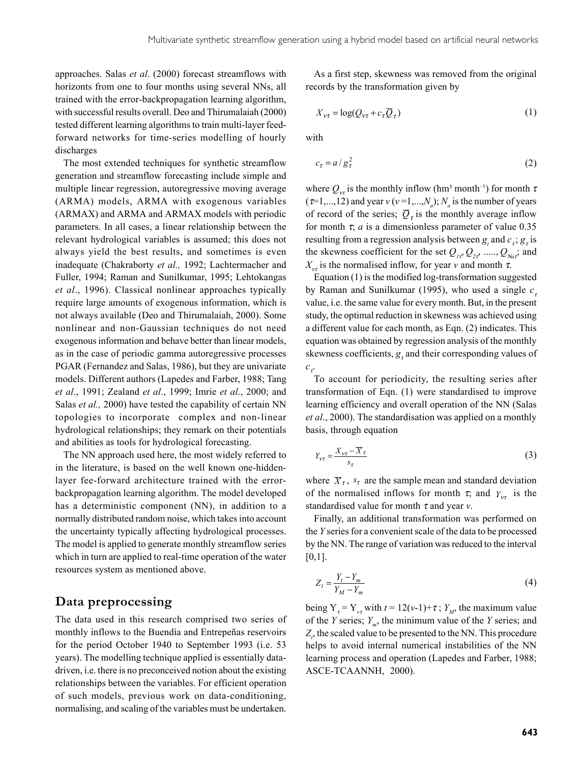approaches. Salas *et al*. (2000) forecast streamflows with horizonts from one to four months using several NNs, all trained with the error-backpropagation learning algorithm, with successful results overall. Deo and Thirumalaiah (2000) tested different learning algorithms to train multi-layer feed-forward networks for time-series modelling of hourly discharges

The most extended techniques for synthetic streamflow generation and streamflow forecasting include simple and multiple linear regression, autoregressive moving average (ARMA) models, ARMA with exogenous variables (ARMAX) and ARMA and ARMAX models with periodic parameters. In all cases, a linear relationship between the relevant hydrological variables is assumed; this does not always yield the best results, and sometimes is even inadequate (Chakraborty *et al.,* 1992; Lachtermacher and Fuller, 1994; Raman and Sunilkumar, 1995; Lehtokangas *et al*., 1996). Classical nonlinear approaches typically require large amounts of exogenous information, which is not always available (Deo and Thirumalaiah, 2000). Some nonlinear and non-Gaussian techniques do not need exogenous information and behave better than linear models, as in the case of periodic gamma autoregressive processes PGAR (Fernandez and Salas, 1986), but they are univariate models. Different authors (Lapedes and Farber, 1988; Tang *et al*., 1991; Zealand *et al*., 1999; Imrie *et al*., 2000; and Salas *et al.,* 2000) have tested the capability of certain NN topologies to incorporate complex and non-linear hydrological relationships; they remark on their potentials and abilities as tools for hydrological forecasting.

The NN approach used here, the most widely referred to in the literature, is based on the well known one-hidden-layer fee-forward architecture trained with the error-backpropagation learning algorithm. The model developed has a deterministic component (NN), in addition to a normally distributed random noise, which takes into account the uncertainty typically affecting hydrological processes. The model is applied to generate monthly streamflow series which in turn are applied to real-time operation of the water resources system as mentioned above.

## Data preprocessing

The data used in this research comprised two series of monthly inflows to the Buendía and Entrepeñas reservoirs for the period October 1940 to September 1993 (i.e. 53 years). The modelling technique applied is essentially data-driven, i.e. there is no preconceived notion about the existing relationships between the variables. For efficient operation of such models, previous work on data-conditioning, normalising, and scaling of the variables must be undertaken.

As a first step, skewness was removed from the original records by the transformation given by

$$X_{v\tau} = \log(Q_{v\tau} + c_\tau \overline{Q}_\tau) \tag{1}$$

with

$$c_\tau = a / g_\tau^2 \tag{2}$$

where $Q_{v\tau}$ is the monthly inflow (hm³ month$^{-1}$) for month $\tau$ ($\tau$=1,...,12) and year $v$ ($v$=1,...,$N_a$); $N_a$ is the number of years of record of the series; $\overline{Q}_\tau$ is the monthly average inflow for month $\tau$; $a$ is a dimensionless parameter of value 0.35 resulting from a regression analysis between $g_t$ and $c_\tau$; $g_\tau$ is the skewness coefficient for the set $Q_{1\tau}, Q_{2\tau}, \ldots, Q_{N a\tau}$; and $X_{v\tau}$ is the normalised inflow, for year $v$ and month $\tau$.

Equation (1) is the modified log-transformation suggested by Raman and Sunilkumar (1995), who used a single $c_\tau$ value, i.e. the same value for every month. But, in the present study, the optimal reduction in skewness was achieved using a different value for each month, as Eqn. (2) indicates. This equation was obtained by regression analysis of the monthly skewness coefficients, $g_\tau$ and their corresponding values of $c_\tau$.

To account for periodicity, the resulting series after transformation of Eqn. (1) were standardised to improve learning efficiency and overall operation of the NN (Salas *et al*., 2000). The standardisation was applied on a monthly basis, through equation

$$Y_{v\tau} = \frac{X_{v\tau} - \overline{X}_\tau}{s_\tau} \tag{3}$$

where $\overline{X}_\tau$, $s_\tau$ are the sample mean and standard deviation of the normalised inflows for month $\tau$; and $Y_{v\tau}$ is the standardised value for month $\tau$ and year $v$.

Finally, an additional transformation was performed on the $Y$ series for a convenient scale of the data to be processed by the NN. The range of variation was reduced to the interval [0,1].

$$Z_t = \frac{Y_t - Y_m}{Y_M - Y_m} \tag{4}$$

being $Y_\tau = Y_{v\tau}$ with $t = 12(v\text{-}1)+\tau$ ; $Y_M$, the maximum value of the $Y$ series; $Y_m$, the minimum value of the $Y$ series; and $Z_t$, the scaled value to be presented to the NN. This procedure helps to avoid internal numerical instabilities of the NN learning process and operation (Lapedes and Farber, 1988; ASCE-TCAANNH, 2000).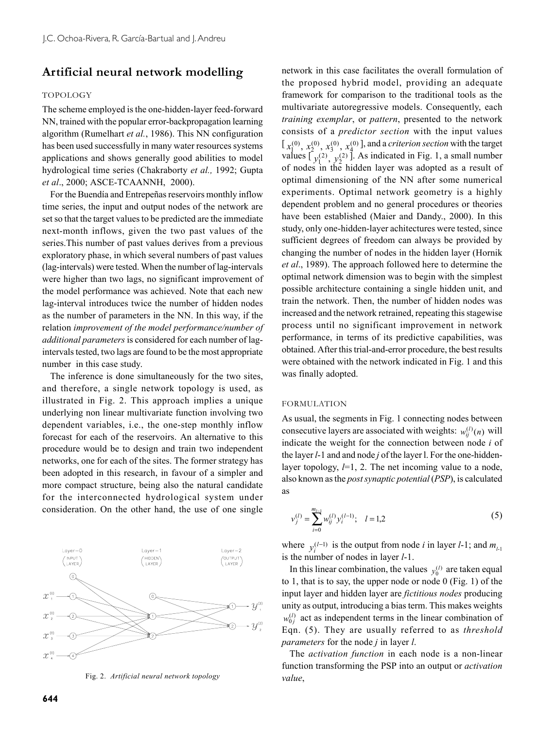## Artificial neural network modelling

### TOPOLOGY

The scheme employed is the one-hidden-layer feed-forward NN, trained with the popular error-backpropagation learning algorithm (Rumelhart *et al.*, 1986). This NN configuration has been used successfully in many water resources systems applications and shows generally good abilities to model hydrological time series (Chakraborty *et al.,* 1992; Gupta *et al*., 2000; ASCE-TCAANNH, 2000).

For the Buendía and Entrepeñas reservoirs monthly inflow time series, the input and output nodes of the network are set so that the target values to be predicted are the immediate next-month inflows, given the two past values of the series.This number of past values derives from a previous exploratory phase, in which several numbers of past values (lag-intervals) were tested. When the number of lag-intervals were higher than two lags, no significant improvement of the model performance was achieved. Note that each new lag-interval introduces twice the number of hidden nodes as the number of parameters in the NN. In this way, if the relation *improvement of the model performance/number of additional parameters* is considered for each number of lag-intervals tested, two lags are found to be the most appropriate number in this case study.

The inference is done simultaneously for the two sites, and therefore, a single network topology is used, as illustrated in Fig. 2. This approach implies a unique underlying non linear multivariate function involving two dependent variables, i.e., the one-step monthly inflow forecast for each of the reservoirs. An alternative to this procedure would be to design and train two independent networks, one for each of the sites. The former strategy has been adopted in this research, in favour of a simpler and more compact structure, being also the natural candidate for the interconnected hydrological system under consideration. On the other hand, the use of one single network in this case facilitates the overall formulation of the proposed hybrid model, providing an adequate framework for comparison to the traditional tools as the multivariate autoregressive models. Consequently, each *training exemplar*, or *pattern*, presented to the network consists of a *predictor section* with the input values [ $x_1^{(0)}$, $x_2^{(0)}$, $x_3^{(0)}$, $x_4^{(0)}$ ], and a *criterion section* with the target values [ $y_1^{(2)}$, $y_2^{(2)}$ ]. As indicated in Fig. 1, a small number of nodes in the hidden layer was adopted as a result of optimal dimensioning of the NN after some numerical experiments. Optimal network geometry is a highly dependent problem and no general procedures or theories have been established (Maier and Dandy., 2000). In this study, only one-hidden-layer achitectures were tested, since sufficient degrees of freedom can always be provided by changing the number of nodes in the hidden layer (Hornik *et al*., 1989). The approach followed here to determine the optimal network dimension was to begin with the simplest possible architecture containing a single hidden unit, and train the network. Then, the number of hidden nodes was increased and the network retrained, repeating this stagewise process until no significant improvement in network performance, in terms of its predictive capabilities, was obtained. After this trial-and-error procedure, the best results were obtained with the network indicated in Fig. 1 and this was finally adopted.

Fig. 2. *Artificial neural network topology*

### FORMULATION

As usual, the segments in Fig. 1 connecting nodes between consecutive layers are associated with weights: $w_{ij}^{(l)}(n)$ will indicate the weight for the connection between node *i* of the layer *l*-1 and and node *j* of the layer l. For the one-hidden-layer topology, *l*=1, 2. The net incoming value to a node, also known as the *post synaptic potential* (*PSP*), is calculated as

$$v_j^{(l)} = \sum_{i=0}^{m_{l-1}} w_{ij}^{(l)} y_i^{(l-1)}; \quad l = 1,2 \tag{5}$$

where $y_i^{(l-1)}$ is the output from node *i* in layer *l*-1; and $m_{l-1}$ is the number of nodes in layer *l*-1.

In this linear combination, the values $y_0^{(l)}$ are taken equal to 1, that is to say, the upper node or node 0 (Fig. 1) of the input layer and hidden layer are *fictitious nodes* producing unity as output, introducing a bias term. This makes weights $w_{0j}^{(l)}$ act as independent terms in the linear combination of Eqn. (5). They are usually referred to as *threshold parameters* for the node *j* in layer *l*.

The *activation function* in each node is a non-linear function transforming the PSP into an output or *activation value*,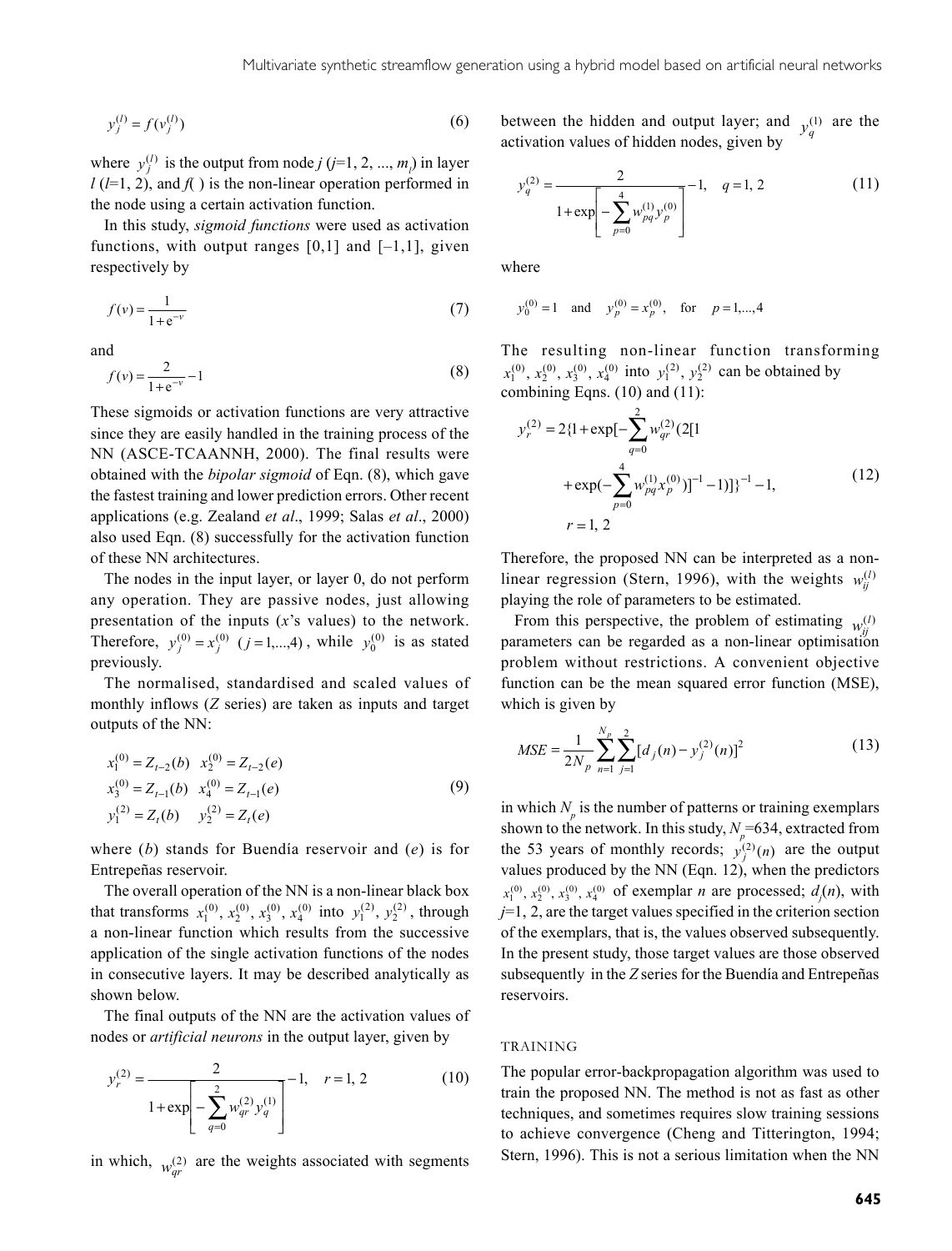$$y_j^{(l)} = f(v_j^{(l)}) \tag{6}$$

where $y_j^{(l)}$ is the output from node $j$ ($j$=1, 2, ..., $m_l$) in layer $l$ ($l$=1, 2), and $f(\,)$ is the non-linear operation performed in the node using a certain activation function.

In this study, *sigmoid functions* were used as activation functions, with output ranges [0,1] and [–1,1], given respectively by

$$f(v) = \frac{1}{1+e^{-v}} \tag{7}$$

and

$$f(v) = \frac{2}{1+e^{-v}} - 1 \tag{8}$$

These sigmoids or activation functions are very attractive since they are easily handled in the training process of the NN (ASCE-TCAANNH, 2000). The final results were obtained with the *bipolar sigmoid* of Eqn. (8), which gave the fastest training and lower prediction errors. Other recent applications (e.g. Zealand *et al*., 1999; Salas *et al*., 2000) also used Eqn. (8) successfully for the activation function of these NN architectures.

The nodes in the input layer, or layer 0, do not perform any operation. They are passive nodes, just allowing presentation of the inputs ($x$'s values) to the network. Therefore, $y_j^{(0)} = x_j^{(0)}$ ($j = 1,...,4$), while $y_0^{(0)}$ is as stated previously.

The normalised, standardised and scaled values of monthly inflows ($Z$ series) are taken as inputs and target outputs of the NN:

$$\begin{array}{ll} x_1^{(0)} = Z_{t-2}(b) & x_2^{(0)} = Z_{t-2}(e) \\ x_3^{(0)} = Z_{t-1}(b) & x_4^{(0)} = Z_{t-1}(e) \\ y_1^{(2)} = Z_t(b) & y_2^{(2)} = Z_t(e) \end{array} \tag{9}$$

where ($b$) stands for Buendía reservoir and ($e$) is for Entrepeñas reservoir.

The overall operation of the NN is a non-linear black box that transforms $x_1^{(0)}, x_2^{(0)}, x_3^{(0)}, x_4^{(0)}$ into $y_1^{(2)}, y_2^{(2)}$, through a non-linear function which results from the successive application of the single activation functions of the nodes in consecutive layers. It may be described analytically as shown below.

The final outputs of the NN are the activation values of nodes or *artificial neurons* in the output layer, given by

$$y_r^{(2)} = \frac{2}{1+\exp\left[-\sum_{q=0}^{2} w_{qr}^{(2)} y_q^{(1)}\right]} - 1, \quad r = 1, 2 \tag{10}$$

in which, $w_{qr}^{(2)}$ are the weights associated with segments between the hidden and output layer; and $y_q^{(1)}$ are the activation values of hidden nodes, given by

$$y_q^{(2)} = \frac{2}{1+\exp\left[-\sum_{p=0}^{4} w_{pq}^{(1)} y_p^{(0)}\right]} - 1, \quad q = 1, 2 \tag{11}$$

where

$$y_0^{(0)} = 1 \quad \text{and} \quad y_p^{(0)} = x_p^{(0)}, \quad \text{for} \quad p = 1,...,4$$

The resulting non-linear function transforming $x_1^{(0)}, x_2^{(0)}, x_3^{(0)}, x_4^{(0)}$ into $y_1^{(2)}, y_2^{(2)}$ can be obtained by combining Eqns. (10) and (11):

$$\begin{aligned} y_r^{(2)} = 2\{1+\exp[-\sum_{q=0}^{2} w_{qr}^{(2)}(2[1 \\ +\exp(-\sum_{p=0}^{4} w_{pq}^{(1)} x_p^{(0)})]^{-1} - 1)]\}^{-1} - 1, \\ r = 1, 2 \end{aligned} \tag{12}$$

Therefore, the proposed NN can be interpreted as a non-linear regression (Stern, 1996), with the weights $w_{ij}^{(l)}$ playing the role of parameters to be estimated.

From this perspective, the problem of estimating $w_{ij}^{(l)}$ parameters can be regarded as a non-linear optimisation problem without restrictions. A convenient objective function can be the mean squared error function (MSE), which is given by

$$MSE = \frac{1}{2N_p} \sum_{n=1}^{N_p} \sum_{j=1}^{2} [d_j(n) - y_j^{(2)}(n)]^2 \tag{13}$$

in which $N_p$ is the number of patterns or training exemplars shown to the network. In this study, $N_p$=634, extracted from the 53 years of monthly records; $y_j^{(2)}(n)$ are the output values produced by the NN (Eqn. 12), when the predictors $x_1^{(0)}, x_2^{(0)}, x_3^{(0)}, x_4^{(0)}$ of exemplar $n$ are processed; $d_j(n)$, with $j$=1, 2, are the target values specified in the criterion section of the exemplars, that is, the values observed subsequently. In the present study, those target values are those observed subsequently in the $Z$ series for the Buendía and Entrepeñas reservoirs.

## TRAINING

The popular error-backpropagation algorithm was used to train the proposed NN. The method is not as fast as other techniques, and sometimes requires slow training sessions to achieve convergence (Cheng and Titterington, 1994; Stern, 1996). This is not a serious limitation when the NN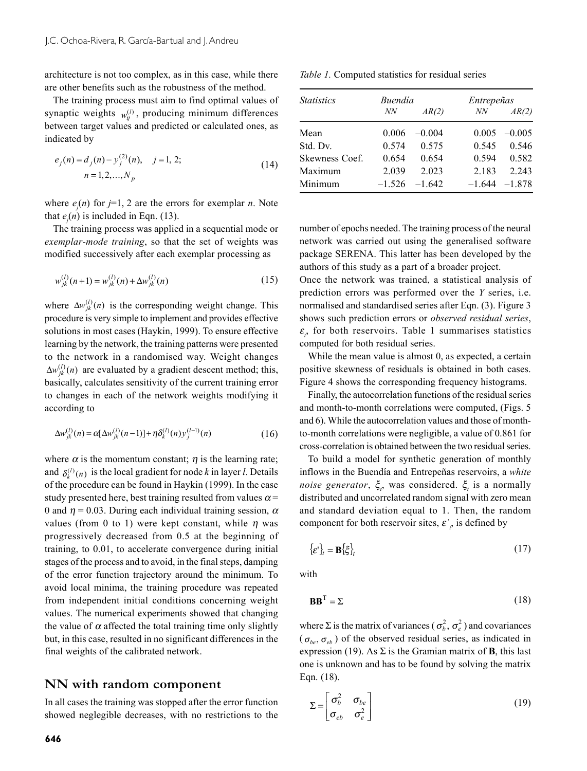architecture is not too complex, as in this case, while there are other benefits such as the robustness of the method.

The training process must aim to find optimal values of synaptic weights $w_{ij}^{(l)}$, producing minimum differences between target values and predicted or calculated ones, as indicated by

$$e_j(n) = d_j(n) - y_j^{(2)}(n), \quad j = 1, 2; \quad n = 1, 2, \ldots, N_p \tag{14}$$

where $e_j(n)$ for $j$=1, 2 are the errors for exemplar $n$. Note that $e_j(n)$ is included in Eqn. (13).

The training process was applied in a sequential mode or *exemplar-mode training*, so that the set of weights was modified successively after each exemplar processing as

$$w_{jk}^{(l)}(n+1) = w_{jk}^{(l)}(n) + \Delta w_{jk}^{(l)}(n) \tag{15}$$

where $\Delta w_{jk}^{(l)}(n)$ is the corresponding weight change. This procedure is very simple to implement and provides effective solutions in most cases (Haykin, 1999). To ensure effective learning by the network, the training patterns were presented to the network in a randomised way. Weight changes $\Delta w_{jk}^{(l)}(n)$ are evaluated by a gradient descent method; this, basically, calculates sensitivity of the current training error to changes in each of the network weights modifying it according to

$$\Delta w_{jk}^{(l)}(n) = \alpha[\Delta w_{jk}^{(l)}(n-1)] + \eta \delta_k^{(l)}(n) y_j^{(l-1)}(n) \tag{16}$$

where $\alpha$ is the momentum constant; $\eta$ is the learning rate; and $\delta_k^{(l)}(n)$ is the local gradient for node $k$ in layer $l$. Details of the procedure can be found in Haykin (1999). In the case study presented here, best training resulted from values $\alpha$ = 0 and $\eta$ = 0.03. During each individual training session, $\alpha$ values (from 0 to 1) were kept constant, while $\eta$ was progressively decreased from 0.5 at the beginning of training, to 0.01, to accelerate convergence during initial stages of the process and to avoid, in the final steps, damping of the error function trajectory around the minimum. To avoid local minima, the training procedure was repeated from independent initial conditions concerning weight values. The numerical experiments showed that changing the value of $\alpha$ affected the total training time only slightly but, in this case, resulted in no significant differences in the final weights of the calibrated network.

## NN with random component

In all cases the training was stopped after the error function showed negligible decreases, with no restrictions to the number of epochs needed. The training process of the neural network was carried out using the generalised software package SERENA. This latter has been developed by the authors of this study as a part of a broader project.

*Table 1.* Computed statistics for residual series

| *Statistics* | *Buendía* | | *Entrepeñas* | |
|---|---|---|---|---|
| | *NN* | *AR(2)* | *NN* | *AR(2)* |
| Mean | 0.006 | –0.004 | 0.005 | –0.005 |
| Std. Dv. | 0.574 | 0.575 | 0.545 | 0.546 |
| Skewness Coef. | 0.654 | 0.654 | 0.594 | 0.582 |
| Maximum | 2.039 | 2.023 | 2.183 | 2.243 |
| Minimum | –1.526 | –1.642 | –1.644 | –1.878 |

Once the network was trained, a statistical analysis of prediction errors was performed over the $Y$ series, i.e. normalised and standardised series after Eqn. (3). Figure 3 shows such prediction errors or *observed residual series*, $\varepsilon_t$, for both reservoirs. Table 1 summarises statistics computed for both residual series.

While the mean value is almost 0, as expected, a certain positive skewness of residuals is obtained in both cases. Figure 4 shows the corresponding frequency histograms.

Finally, the autocorrelation functions of the residual series and month-to-month correlations were computed, (Figs. 5 and 6). While the autocorrelation values and those of month-to-month correlations were negligible, a value of 0.861 for cross-correlation is obtained between the two residual series.

To build a model for synthetic generation of monthly inflows in the Buendía and Entrepeñas reservoirs, a *white noise generator*, $\xi_t$, was considered. $\xi_t$ is a normally distributed and uncorrelated random signal with zero mean and standard deviation equal to 1. Then, the random component for both reservoir sites, $\varepsilon'_t$, is defined by

$$\{\varepsilon'\}_t = \mathbf{B}\{\xi\}_t \tag{17}$$

with

$$\mathbf{B}\mathbf{B}^{\mathrm{T}} = \Sigma \tag{18}$$

where $\Sigma$ is the matrix of variances ($\sigma_b^2$, $\sigma_e^2$) and covariances ($\sigma_{be}$, $\sigma_{eb}$) of the observed residual series, as indicated in expression (19). As $\Sigma$ is the Gramian matrix of $\mathbf{B}$, this last one is unknown and has to be found by solving the matrix Eqn. (18).

$$\Sigma = \begin{bmatrix} \sigma_b^2 & \sigma_{be} \\ \sigma_{eb} & \sigma_e^2 \end{bmatrix} \tag{19}$$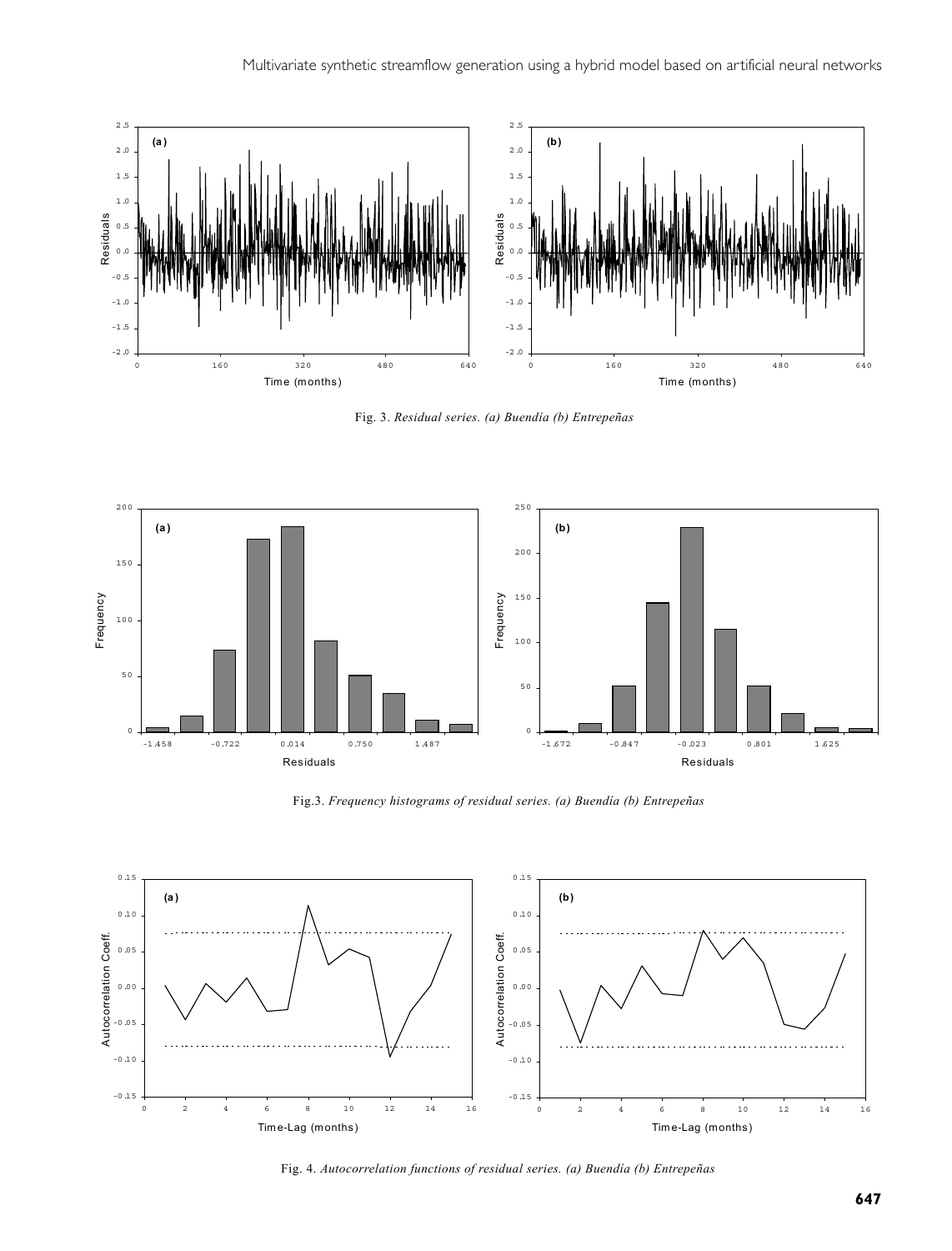Fig. 3. *Residual series. (a) Buendía (b) Entrepeñas*

Fig.3. *Frequency histograms of residual series. (a) Buendía (b) Entrepeñas*

Fig. 4. *Autocorrelation functions of residual series. (a) Buendía (b) Entrepeñas*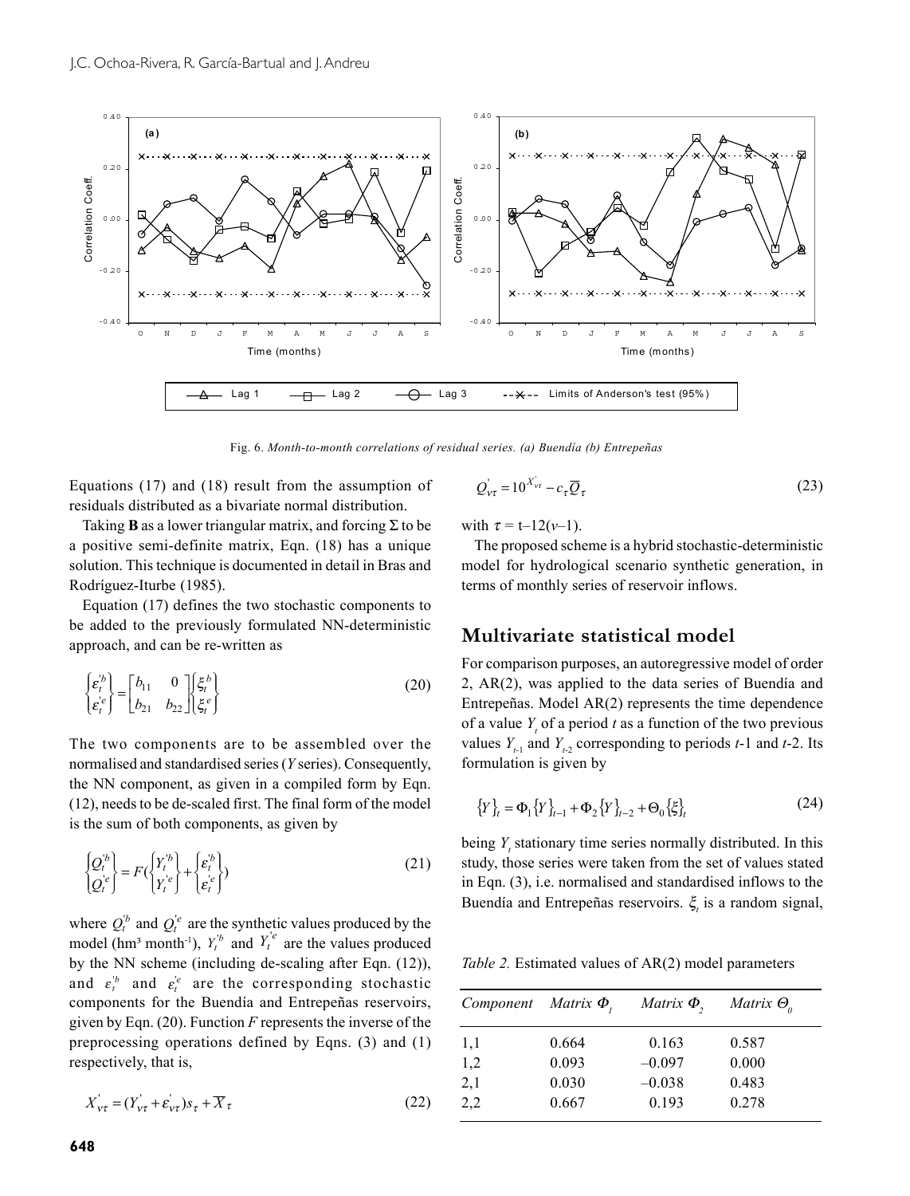Fig. 6. *Month-to-month correlations of residual series. (a) Buendía (b) Entrepeñas*

Equations (17) and (18) result from the assumption of residuals distributed as a bivariate normal distribution.

Taking **B** as a lower triangular matrix, and forcing Σ to be a positive semi-definite matrix, Eqn. (18) has a unique solution. This technique is documented in detail in Bras and Rodríguez-Iturbe (1985).

Equation (17) defines the two stochastic components to be added to the previously formulated NN-deterministic approach, and can be re-written as

$$\begin{Bmatrix} \varepsilon_t^{'b} \\ \varepsilon_t^{'e} \end{Bmatrix} = \begin{bmatrix} b_{11} & 0 \\ b_{21} & b_{22} \end{bmatrix} \begin{Bmatrix} \xi_t^{b} \\ \xi_t^{e} \end{Bmatrix} \tag{20}$$

The two components are to be assembled over the normalised and standardised series ($Y$ series). Consequently, the NN component, as given in a compiled form by Eqn. (12), needs to be de-scaled first. The final form of the model is the sum of both components, as given by

$$\begin{Bmatrix} Q_t^{'b} \\ Q_t^{'e} \end{Bmatrix} = F(\begin{Bmatrix} Y_t^{'b} \\ Y_t^{'e} \end{Bmatrix} + \begin{Bmatrix} \varepsilon_t^{'b} \\ \varepsilon_t^{'e} \end{Bmatrix}) \tag{21}$$

where $Q_t^{'b}$ and $Q_t^{'e}$ are the synthetic values produced by the model (hm³ month$^{-1}$), $Y_t^{'b}$ and $Y_t^{'e}$ are the values produced by the NN scheme (including de-scaling after Eqn. (12)), and $\varepsilon_t^{'b}$ and $\varepsilon_t^{'e}$ are the corresponding stochastic components for the Buendía and Entrepeñas reservoirs, given by Eqn. (20). Function $F$ represents the inverse of the preprocessing operations defined by Eqns. (3) and (1) respectively, that is,

$$X_{v\tau}^{'} = (Y_{v\tau}^{'} + \varepsilon_{v\tau}^{'}) s_\tau + \overline{X}_\tau \tag{22}$$

$$Q_{v\tau}^{'} = 10^{X_{v\tau}^{'}} - c_\tau \overline{Q}_\tau \tag{23}$$

with $\tau = t - 12(v-1)$.

The proposed scheme is a hybrid stochastic-deterministic model for hydrological scenario synthetic generation, in terms of monthly series of reservoir inflows.

## Multivariate statistical model

For comparison purposes, an autoregressive model of order 2, AR(2), was applied to the data series of Buendía and Entrepeñas. Model AR(2) represents the time dependence of a value $Y_t$ of a period $t$ as a function of the two previous values $Y_{t-1}$ and $Y_{t-2}$ corresponding to periods $t$-1 and $t$-2. Its formulation is given by

$$\{Y\}_t = \Phi_1 \{Y\}_{t-1} + \Phi_2 \{Y\}_{t-2} + \Theta_0 \{\xi\}_t \tag{24}$$

being $Y_t$ stationary time series normally distributed. In this study, those series were taken from the set of values stated in Eqn. (3), i.e. normalised and standardised inflows to the Buendía and Entrepeñas reservoirs. $\xi_t$ is a random signal,

*Table 2.* Estimated values of AR(2) model parameters

| *Component* | *Matrix $\Phi_1$* | *Matrix $\Phi_2$* | *Matrix $\Theta_0$* |
|---|---|---|---|
| 1,1 | 0.664 | 0.163 | 0.587 |
| 1,2 | 0.093 | –0.097 | 0.000 |
| 2,1 | 0.030 | –0.038 | 0.483 |
| 2,2 | 0.667 | 0.193 | 0.278 |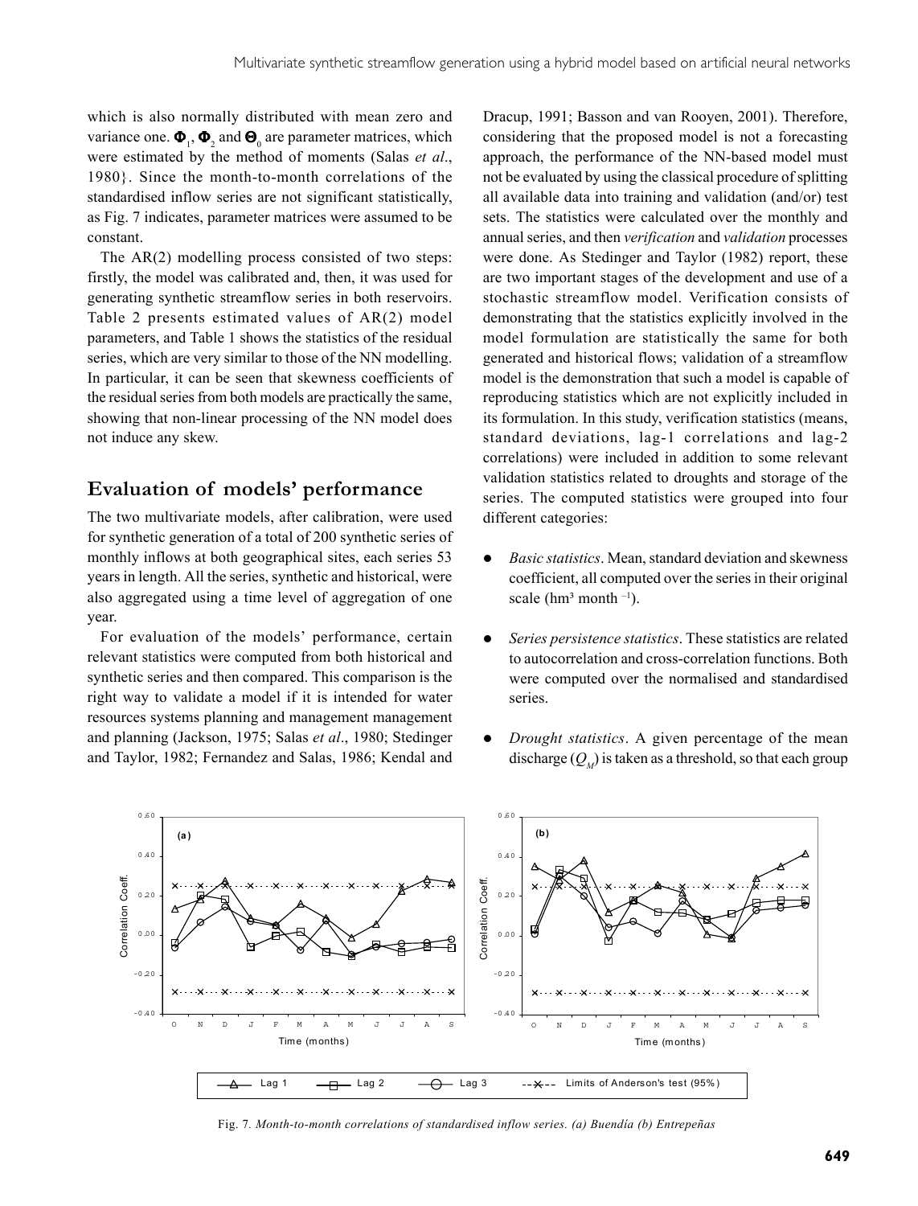which is also normally distributed with mean zero and variance one. $\mathbf{\Phi}_1$, $\mathbf{\Phi}_2$ and $\mathbf{\Theta}_0$ are parameter matrices, which were estimated by the method of moments (Salas *et al*., 1980}. Since the month-to-month correlations of the standardised inflow series are not significant statistically, as Fig. 7 indicates, parameter matrices were assumed to be constant.

The AR(2) modelling process consisted of two steps: firstly, the model was calibrated and, then, it was used for generating synthetic streamflow series in both reservoirs. Table 2 presents estimated values of AR(2) model parameters, and Table 1 shows the statistics of the residual series, which are very similar to those of the NN modelling. In particular, it can be seen that skewness coefficients of the residual series from both models are practically the same, showing that non-linear processing of the NN model does not induce any skew.

## Evaluation of models' performance

The two multivariate models, after calibration, were used for synthetic generation of a total of 200 synthetic series of monthly inflows at both geographical sites, each series 53 years in length. All the series, synthetic and historical, were also aggregated using a time level of aggregation of one year.

For evaluation of the models' performance, certain relevant statistics were computed from both historical and synthetic series and then compared. This comparison is the right way to validate a model if it is intended for water resources systems planning and management management and planning (Jackson, 1975; Salas *et al*., 1980; Stedinger and Taylor, 1982; Fernandez and Salas, 1986; Kendal and Dracup, 1991; Basson and van Rooyen, 2001). Therefore, considering that the proposed model is not a forecasting approach, the performance of the NN-based model must not be evaluated by using the classical procedure of splitting all available data into training and validation (and/or) test sets. The statistics were calculated over the monthly and annual series, and then *verification* and *validation* processes were done. As Stedinger and Taylor (1982) report, these are two important stages of the development and use of a stochastic streamflow model. Verification consists of demonstrating that the statistics explicitly involved in the model formulation are statistically the same for both generated and historical flows; validation of a streamflow model is the demonstration that such a model is capable of reproducing statistics which are not explicitly included in its formulation. In this study, verification statistics (means, standard deviations, lag-1 correlations and lag-2 correlations) were included in addition to some relevant validation statistics related to droughts and storage of the series. The computed statistics were grouped into four different categories:

- *Basic statistics*. Mean, standard deviation and skewness coefficient, all computed over the series in their original scale (hm³ month $^{-1}$).
- *Series persistence statistics*. These statistics are related to autocorrelation and cross-correlation functions. Both were computed over the normalised and standardised series.
- *Drought statistics*. A given percentage of the mean discharge ($Q_M$) is taken as a threshold, so that each group

Fig. 7. *Month-to-month correlations of standardised inflow series. (a) Buendía (b) Entrepeñas*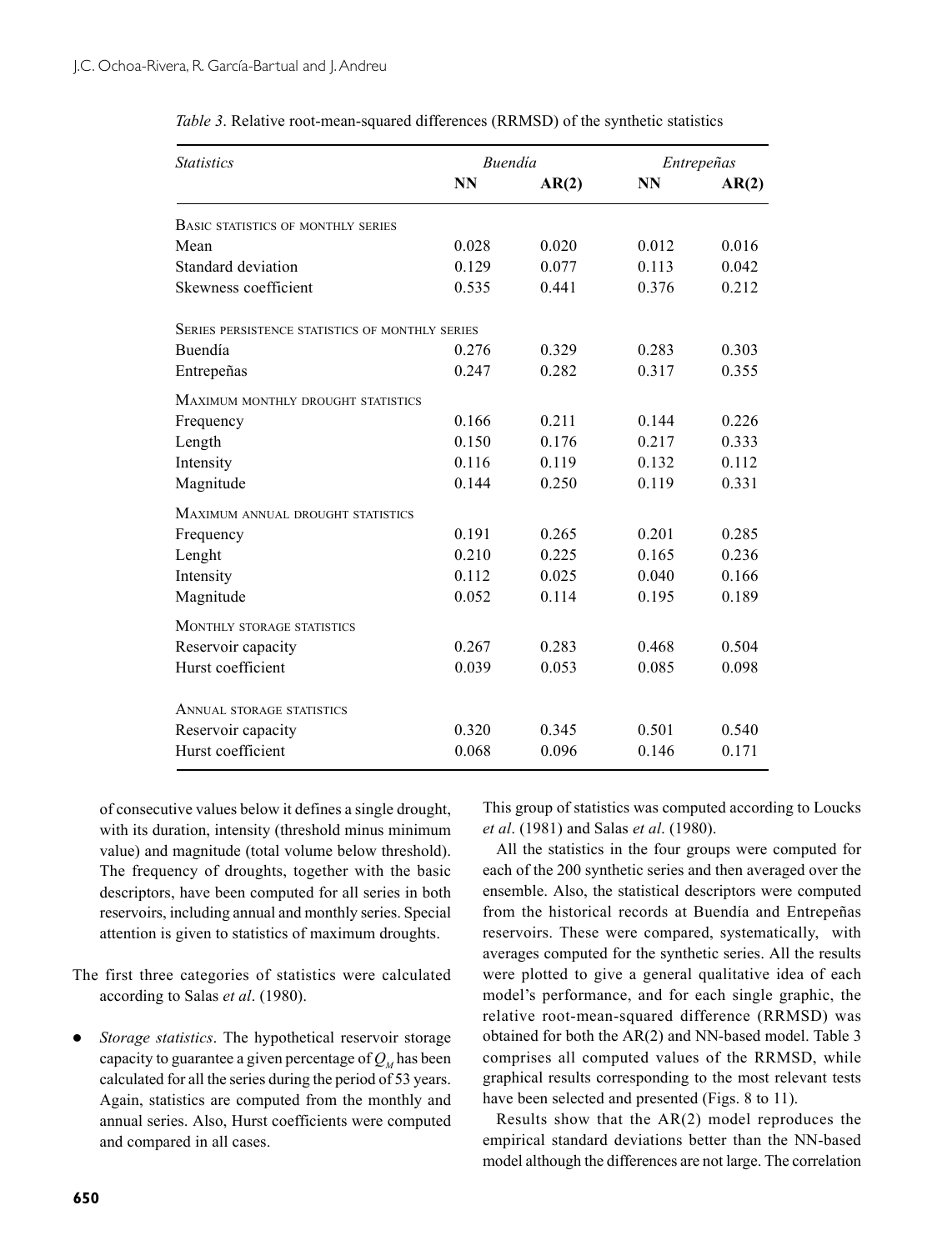*Table 3*. Relative root-mean-squared differences (RRMSD) of the synthetic statistics

| *Statistics* | *Buendía* | | *Entrepeñas* | |
|---|---|---|---|---|
| | **NN** | **AR(2)** | **NN** | **AR(2)** |
| BASIC STATISTICS OF MONTHLY SERIES | | | | |
| Mean | 0.028 | 0.020 | 0.012 | 0.016 |
| Standard deviation | 0.129 | 0.077 | 0.113 | 0.042 |
| Skewness coefficient | 0.535 | 0.441 | 0.376 | 0.212 |
| SERIES PERSISTENCE STATISTICS OF MONTHLY SERIES | | | | |
| Buendía | 0.276 | 0.329 | 0.283 | 0.303 |
| Entrepeñas | 0.247 | 0.282 | 0.317 | 0.355 |
| MAXIMUM MONTHLY DROUGHT STATISTICS | | | | |
| Frequency | 0.166 | 0.211 | 0.144 | 0.226 |
| Length | 0.150 | 0.176 | 0.217 | 0.333 |
| Intensity | 0.116 | 0.119 | 0.132 | 0.112 |
| Magnitude | 0.144 | 0.250 | 0.119 | 0.331 |
| MAXIMUM ANNUAL DROUGHT STATISTICS | | | | |
| Frequency | 0.191 | 0.265 | 0.201 | 0.285 |
| Lenght | 0.210 | 0.225 | 0.165 | 0.236 |
| Intensity | 0.112 | 0.025 | 0.040 | 0.166 |
| Magnitude | 0.052 | 0.114 | 0.195 | 0.189 |
| MONTHLY STORAGE STATISTICS | | | | |
| Reservoir capacity | 0.267 | 0.283 | 0.468 | 0.504 |
| Hurst coefficient | 0.039 | 0.053 | 0.085 | 0.098 |
| ANNUAL STORAGE STATISTICS | | | | |
| Reservoir capacity | 0.320 | 0.345 | 0.501 | 0.540 |
| Hurst coefficient | 0.068 | 0.096 | 0.146 | 0.171 |

of consecutive values below it defines a single drought, with its duration, intensity (threshold minus minimum value) and magnitude (total volume below threshold). The frequency of droughts, together with the basic descriptors, have been computed for all series in both reservoirs, including annual and monthly series. Special attention is given to statistics of maximum droughts.

The first three categories of statistics were calculated according to Salas *et al*. (1980).

- *Storage statistics*. The hypothetical reservoir storage capacity to guarantee a given percentage of $Q_M$ has been calculated for all the series during the period of 53 years. Again, statistics are computed from the monthly and annual series. Also, Hurst coefficients were computed and compared in all cases.

This group of statistics was computed according to Loucks *et al*. (1981) and Salas *et al*. (1980).

All the statistics in the four groups were computed for each of the 200 synthetic series and then averaged over the ensemble. Also, the statistical descriptors were computed from the historical records at Buendía and Entrepeñas reservoirs. These were compared, systematically, with averages computed for the synthetic series. All the results were plotted to give a general qualitative idea of each model's performance, and for each single graphic, the relative root-mean-squared difference (RRMSD) was obtained for both the AR(2) and NN-based model. Table 3 comprises all computed values of the RRMSD, while graphical results corresponding to the most relevant tests have been selected and presented (Figs. 8 to 11).

Results show that the AR(2) model reproduces the empirical standard deviations better than the NN-based model although the differences are not large. The correlation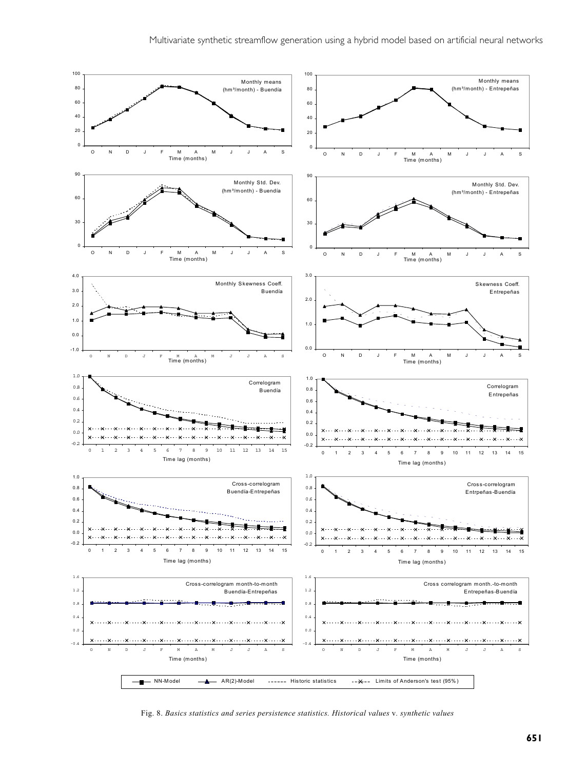Fig. 8. *Basics statistics and series persistence statistics. Historical values* v. *synthetic values*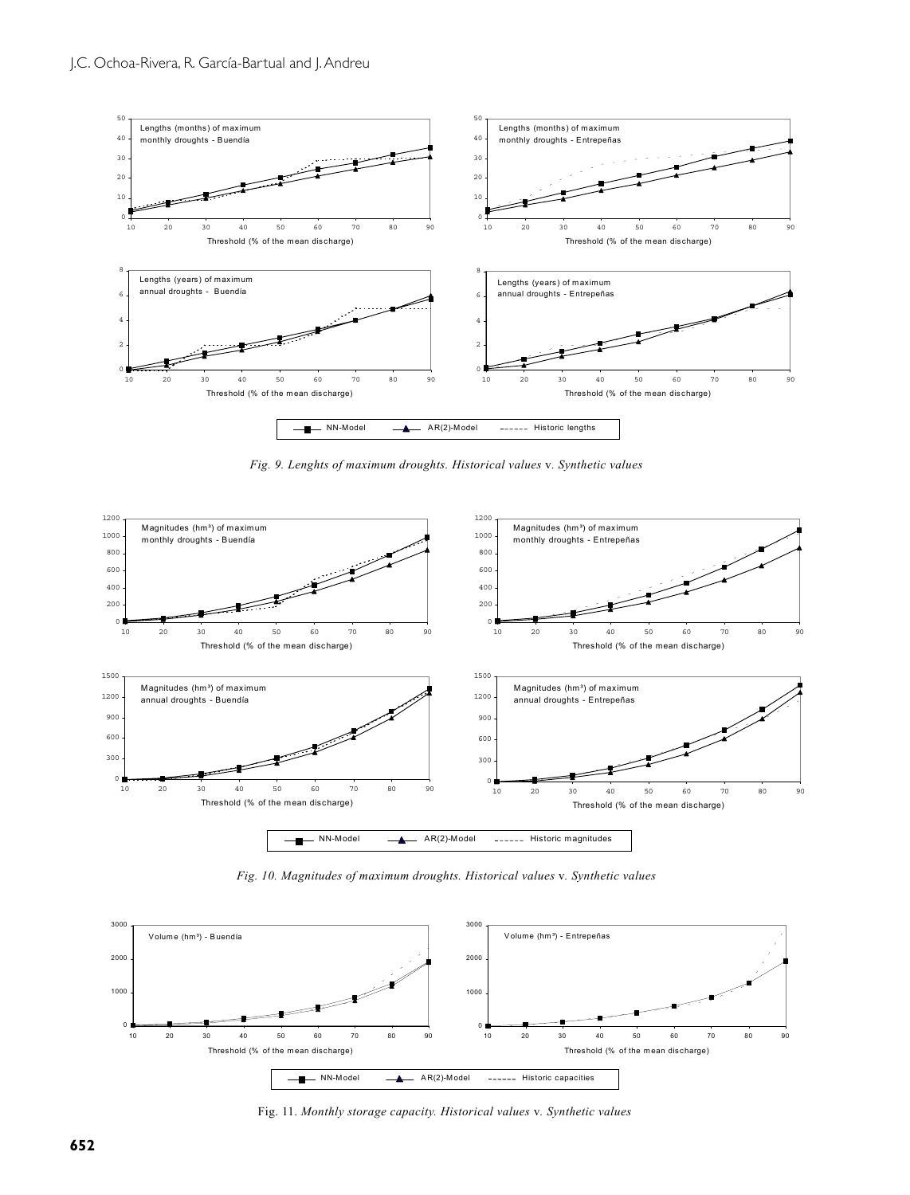Fig. 9. *Lenghts of maximum droughts. Historical values* v. *Synthetic values*

Fig. 10. *Magnitudes of maximum droughts. Historical values* v. *Synthetic values*

Fig. 11. *Monthly storage capacity. Historical values* v. *Synthetic values*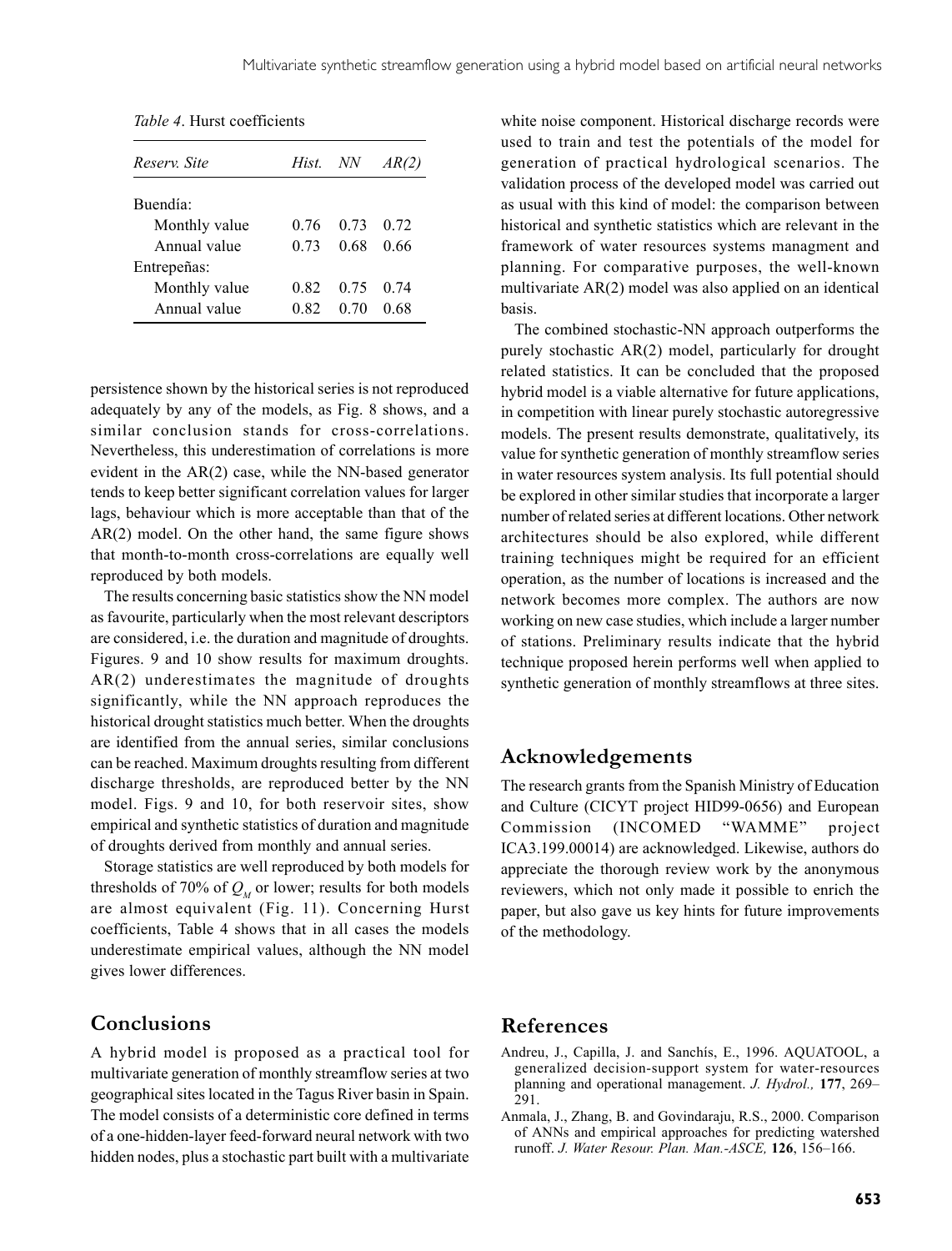*Table 4*. Hurst coefficients

| *Reserv. Site* | *Hist.* | *NN* | *AR(2)* |
|---|---|---|---|
| Buendía: | | | |
| Monthly value | 0.76 | 0.73 | 0.72 |
| Annual value | 0.73 | 0.68 | 0.66 |
| Entrepeñas: | | | |
| Monthly value | 0.82 | 0.75 | 0.74 |
| Annual value | 0.82 | 0.70 | 0.68 |

persistence shown by the historical series is not reproduced adequately by any of the models, as Fig. 8 shows, and a similar conclusion stands for cross-correlations. Nevertheless, this underestimation of correlations is more evident in the AR(2) case, while the NN-based generator tends to keep better significant correlation values for larger lags, behaviour which is more acceptable than that of the AR(2) model. On the other hand, the same figure shows that month-to-month cross-correlations are equally well reproduced by both models.

The results concerning basic statistics show the NN model as favourite, particularly when the most relevant descriptors are considered, i.e. the duration and magnitude of droughts. Figures. 9 and 10 show results for maximum droughts. AR(2) underestimates the magnitude of droughts significantly, while the NN approach reproduces the historical drought statistics much better. When the droughts are identified from the annual series, similar conclusions can be reached. Maximum droughts resulting from different discharge thresholds, are reproduced better by the NN model. Figs. 9 and 10, for both reservoir sites, show empirical and synthetic statistics of duration and magnitude of droughts derived from monthly and annual series.

Storage statistics are well reproduced by both models for thresholds of 70% of $Q_M$ or lower; results for both models are almost equivalent (Fig. 11). Concerning Hurst coefficients, Table 4 shows that in all cases the models underestimate empirical values, although the NN model gives lower differences.

## Conclusions

A hybrid model is proposed as a practical tool for multivariate generation of monthly streamflow series at two geographical sites located in the Tagus River basin in Spain. The model consists of a deterministic core defined in terms of a one-hidden-layer feed-forward neural network with two hidden nodes, plus a stochastic part built with a multivariate white noise component. Historical discharge records were used to train and test the potentials of the model for generation of practical hydrological scenarios. The validation process of the developed model was carried out as usual with this kind of model: the comparison between historical and synthetic statistics which are relevant in the framework of water resources systems managment and planning. For comparative purposes, the well-known multivariate AR(2) model was also applied on an identical basis.

The combined stochastic-NN approach outperforms the purely stochastic AR(2) model, particularly for drought related statistics. It can be concluded that the proposed hybrid model is a viable alternative for future applications, in competition with linear purely stochastic autoregressive models. The present results demonstrate, qualitatively, its value for synthetic generation of monthly streamflow series in water resources system analysis. Its full potential should be explored in other similar studies that incorporate a larger number of related series at different locations. Other network architectures should be also explored, while different training techniques might be required for an efficient operation, as the number of locations is increased and the network becomes more complex. The authors are now working on new case studies, which include a larger number of stations. Preliminary results indicate that the hybrid technique proposed herein performs well when applied to synthetic generation of monthly streamflows at three sites.

## Acknowledgements

The research grants from the Spanish Ministry of Education and Culture (CICYT project HID99-0656) and European Commission (INCOMED "WAMME" project ICA3.199.00014) are acknowledged. Likewise, authors do appreciate the thorough review work by the anonymous reviewers, which not only made it possible to enrich the paper, but also gave us key hints for future improvements of the methodology.

## References

Andreu, J., Capilla, J. and Sanchís, E., 1996. AQUATOOL, a generalized decision-support system for water-resources planning and operational management. *J. Hydrol.,* **177**, 269–291.

Anmala, J., Zhang, B. and Govindaraju, R.S., 2000. Comparison of ANNs and empirical approaches for predicting watershed runoff. *J. Water Resour. Plan. Man.-ASCE,* **126**, 156–166.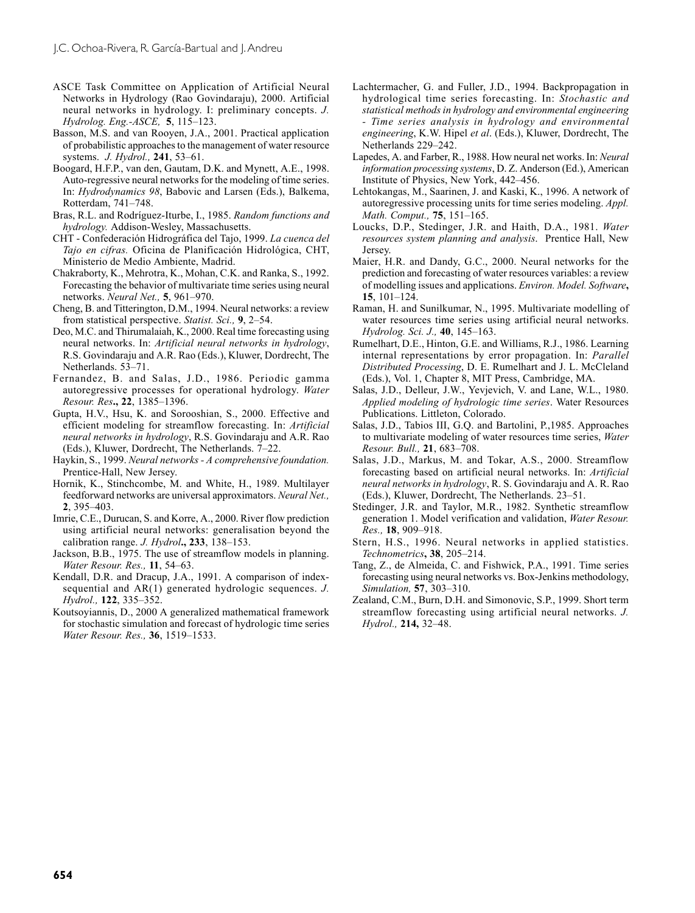ASCE Task Committee on Application of Artificial Neural Networks in Hydrology (Rao Govindaraju), 2000. Artificial neural networks in hydrology. I: preliminary concepts. *J. Hydrolog. Eng.-ASCE,* **5**, 115–123.

Basson, M.S. and van Rooyen, J.A., 2001. Practical application of probabilistic approaches to the management of water resource systems. *J. Hydrol.,* **241**, 53–61.

Boogard, H.F.P., van den, Gautam, D.K. and Mynett, A.E., 1998. Auto-regressive neural networks for the modeling of time series. In: *Hydrodynamics 98*, Babovic and Larsen (Eds.), Balkema, Rotterdam, 741–748.

Bras, R.L. and Rodríguez-Iturbe, I., 1985. *Random functions and hydrology.* Addison-Wesley, Massachusetts.

CHT - Confederación Hidrográfica del Tajo, 1999. *La cuenca del Tajo en cifras.* Oficina de Planificación Hidrológica, CHT, Ministerio de Medio Ambiente, Madrid.

Chakraborty, K., Mehrotra, K., Mohan, C.K. and Ranka, S., 1992. Forecasting the behavior of multivariate time series using neural networks. *Neural Net.,* **5**, 961–970.

Cheng, B. and Titterington, D.M., 1994. Neural networks: a review from statistical perspective. *Statist. Sci.,* **9**, 2–54.

Deo, M.C. and Thirumalaiah, K., 2000. Real time forecasting using neural networks. In: *Artificial neural networks in hydrology*, R.S. Govindaraju and A.R. Rao (Eds.), Kluwer, Dordrecht, The Netherlands. 53–71.

Fernandez, B. and Salas, J.D., 1986. Periodic gamma autoregressive processes for operational hydrology. *Water Resour. Res***.**, **22**, 1385–1396.

Gupta, H.V., Hsu, K. and Sorooshian, S., 2000. Effective and efficient modeling for streamflow forecasting. In: *Artificial neural networks in hydrology*, R.S. Govindaraju and A.R. Rao (Eds.), Kluwer, Dordrecht, The Netherlands. 7–22.

Haykin, S., 1999. *Neural networks - A comprehensive foundation.* Prentice-Hall, New Jersey.

Hornik, K., Stinchcombe, M. and White, H., 1989. Multilayer feedforward networks are universal approximators. *Neural Net.,* **2**, 395–403.

Imrie, C.E., Durucan, S. and Korre, A., 2000. River flow prediction using artificial neural networks: generalisation beyond the calibration range. *J. Hydrol***.**, **233**, 138–153.

Jackson, B.B., 1975. The use of streamflow models in planning. *Water Resour. Res.,* **11**, 54–63.

Kendall, D.R. and Dracup, J.A., 1991. A comparison of index-sequential and AR(1) generated hydrologic sequences. *J. Hydrol.,* **122**, 335–352.

Koutsoyiannis, D., 2000 A generalized mathematical framework for stochastic simulation and forecast of hydrologic time series *Water Resour. Res.,* **36**, 1519–1533.

Lachtermacher, G. and Fuller, J.D., 1994. Backpropagation in hydrological time series forecasting. In: *Stochastic and statistical methods in hydrology and environmental engineering - Time series analysis in hydrology and environmental engineering*, K.W. Hipel *et al*. (Eds.), Kluwer, Dordrecht, The Netherlands 229–242.

Lapedes, A. and Farber, R., 1988. How neural net works. In: *Neural information processing systems*, D. Z. Anderson (Ed.), American Institute of Physics, New York, 442–456.

Lehtokangas, M., Saarinen, J. and Kaski, K., 1996. A network of autoregressive processing units for time series modeling. *Appl. Math. Comput.,* **75**, 151–165.

Loucks, D.P., Stedinger, J.R. and Haith, D.A., 1981. *Water resources system planning and analysis*. Prentice Hall, New Jersey.

Maier, H.R. and Dandy, G.C., 2000. Neural networks for the prediction and forecasting of water resources variables: a review of modelling issues and applications. *Environ. Model. Software***,** **15**, 101–124.

Raman, H. and Sunilkumar, N., 1995. Multivariate modelling of water resources time series using artificial neural networks. *Hydrolog. Sci. J.,* **40**, 145–163.

Rumelhart, D.E., Hinton, G.E. and Williams, R.J., 1986. Learning internal representations by error propagation. In: *Parallel Distributed Processing*, D. E. Rumelhart and J. L. McCleland (Eds.), Vol. 1, Chapter 8, MIT Press, Cambridge, MA.

Salas, J.D., Delleur, J.W., Yevjevich, V. and Lane, W.L., 1980. *Applied modeling of hydrologic time series*. Water Resources Publications. Littleton, Colorado.

Salas, J.D., Tabios III, G.Q. and Bartolini, P.,1985. Approaches to multivariate modeling of water resources time series, *Water Resour. Bull.,* **21**, 683–708.

Salas, J.D., Markus, M. and Tokar, A.S., 2000. Streamflow forecasting based on artificial neural networks. In: *Artificial neural networks in hydrology*, R. S. Govindaraju and A. R. Rao (Eds.), Kluwer, Dordrecht, The Netherlands. 23–51.

Stedinger, J.R. and Taylor, M.R., 1982. Synthetic streamflow generation 1. Model verification and validation, *Water Resour. Res.,* **18**, 909–918.

Stern, H.S., 1996. Neural networks in applied statistics. *Technometrics***,** **38**, 205–214.

Tang, Z., de Almeida, C. and Fishwick, P.A., 1991. Time series forecasting using neural networks vs. Box-Jenkins methodology, *Simulation,* **57**, 303–310.

Zealand, C.M., Burn, D.H. and Simonovic, S.P., 1999. Short term streamflow forecasting using artificial neural networks. *J. Hydrol.,* **214,** 32–48.